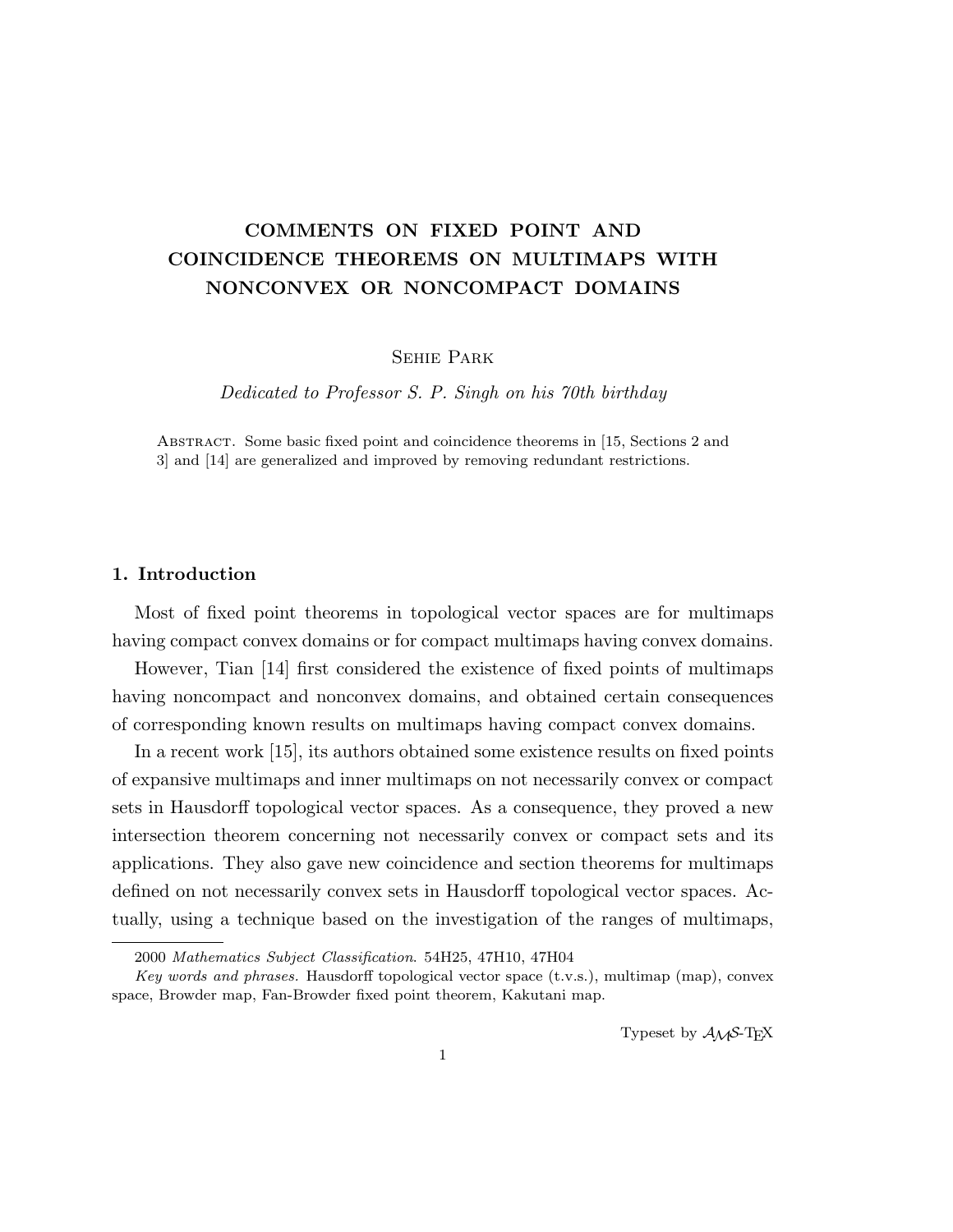# COMMENTS ON FIXED POINT AND COINCIDENCE THEOREMS ON MULTIMAPS WITH NONCONVEX OR NONCOMPACT DOMAINS

Sehie Park

*Dedicated to Professor S. P. Singh on his 70th birthday*

Abstract. Some basic fixed point and coincidence theorems in [15, Sections 2 and 3] and [14] are generalized and improved by removing redundant restrictions.

## 1. Introduction

Most of fixed point theorems in topological vector spaces are for multimaps having compact convex domains or for compact multimaps having convex domains.

However, Tian [14] first considered the existence of fixed points of multimaps having noncompact and nonconvex domains, and obtained certain consequences of corresponding known results on multimaps having compact convex domains.

In a recent work [15], its authors obtained some existence results on fixed points of expansive multimaps and inner multimaps on not necessarily convex or compact sets in Hausdorff topological vector spaces. As a consequence, they proved a new intersection theorem concerning not necessarily convex or compact sets and its applications. They also gave new coincidence and section theorems for multimaps defined on not necessarily convex sets in Hausdorff topological vector spaces. Actually, using a technique based on the investigation of the ranges of multimaps,

2000 *Mathematics Subject Classification*. 54H25, 47H10, 47H04

*Key words and phrases.* Hausdorff topological vector space (t.v.s.), multimap (map), convex space, Browder map, Fan-Browder fixed point theorem, Kakutani map.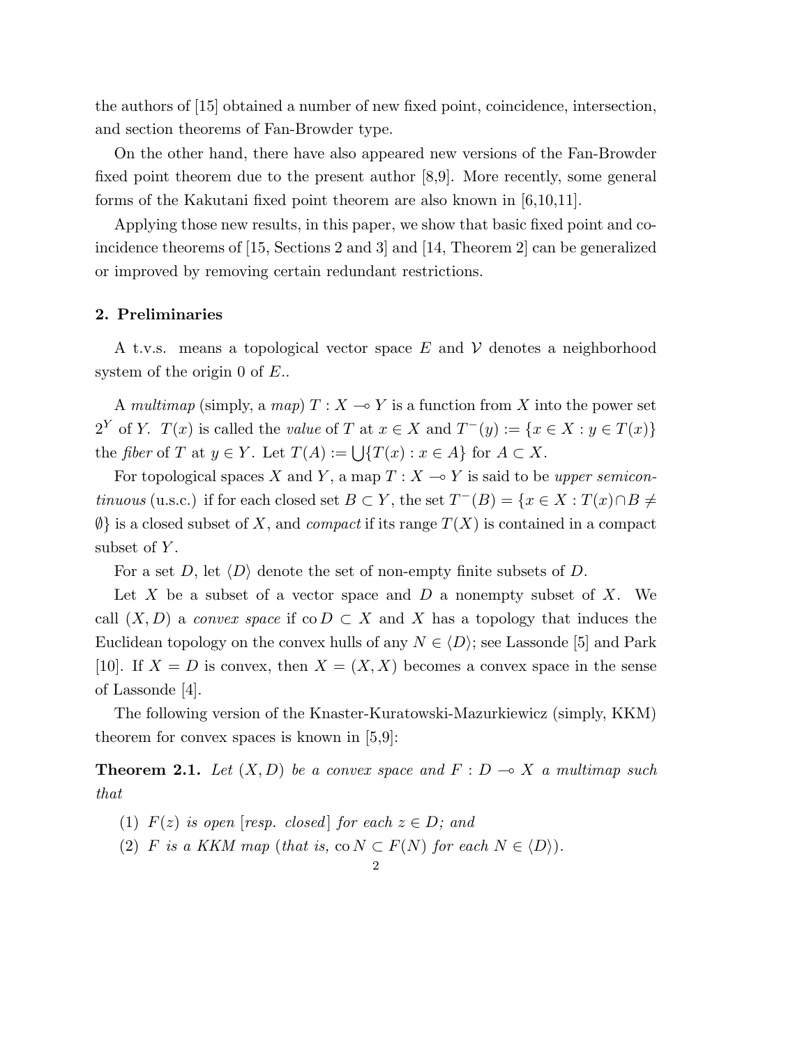the authors of [15] obtained a number of new fixed point, coincidence, intersection, and section theorems of Fan-Browder type.

On the other hand, there have also appeared new versions of the Fan-Browder fixed point theorem due to the present author [8,9]. More recently, some general forms of the Kakutani fixed point theorem are also known in [6,10,11].

Applying those new results, in this paper, we show that basic fixed point and coincidence theorems of [15, Sections 2 and 3] and [14, Theorem 2] can be generalized or improved by removing certain redundant restrictions.

## 2. Preliminaries

A t.v.s. means a topological vector space $E$ and $\mathcal{V}$ denotes a neighborhood system of the origin 0 of $E$..

A *multimap* (simply, a *map*) $T : X \multimap Y$ is a function from $X$ into the power set $2^Y$ of $Y$. $T(x)$ is called the *value* of $T$ at $x \in X$ and $T^-(y) := \{x \in X : y \in T(x)\}$ the *fiber* of $T$ at $y \in Y$. Let $T(A) := \bigcup\{T(x) : x \in A\}$ for $A \subset X$.

For topological spaces $X$ and $Y$, a map $T : X \multimap Y$ is said to be *upper semicontinuous* (u.s.c.) if for each closed set $B \subset Y$, the set $T^-(B) = \{x \in X : T(x) \cap B \neq \emptyset\}$ is a closed subset of $X$, and *compact* if its range $T(X)$ is contained in a compact subset of $Y$.

For a set $D$, let $\langle D \rangle$ denote the set of non-empty finite subsets of $D$.

Let $X$ be a subset of a vector space and $D$ a nonempty subset of $X$. We call $(X, D)$ a *convex space* if $\operatorname{co} D \subset X$ and $X$ has a topology that induces the Euclidean topology on the convex hulls of any $N \in \langle D \rangle$; see Lassonde [5] and Park [10]. If $X = D$ is convex, then $X = (X, X)$ becomes a convex space in the sense of Lassonde [4].

The following version of the Knaster-Kuratowski-Mazurkiewicz (simply, KKM) theorem for convex spaces is known in [5,9]:

**Theorem 2.1.** *Let $(X, D)$ be a convex space and $F : D \multimap X$ a multimap such that*

1. *$F(z)$ is open [resp. closed] for each $z \in D$; and*
2. *$F$ is a KKM map (that is, $\operatorname{co} N \subset F(N)$ for each $N \in \langle D \rangle$).*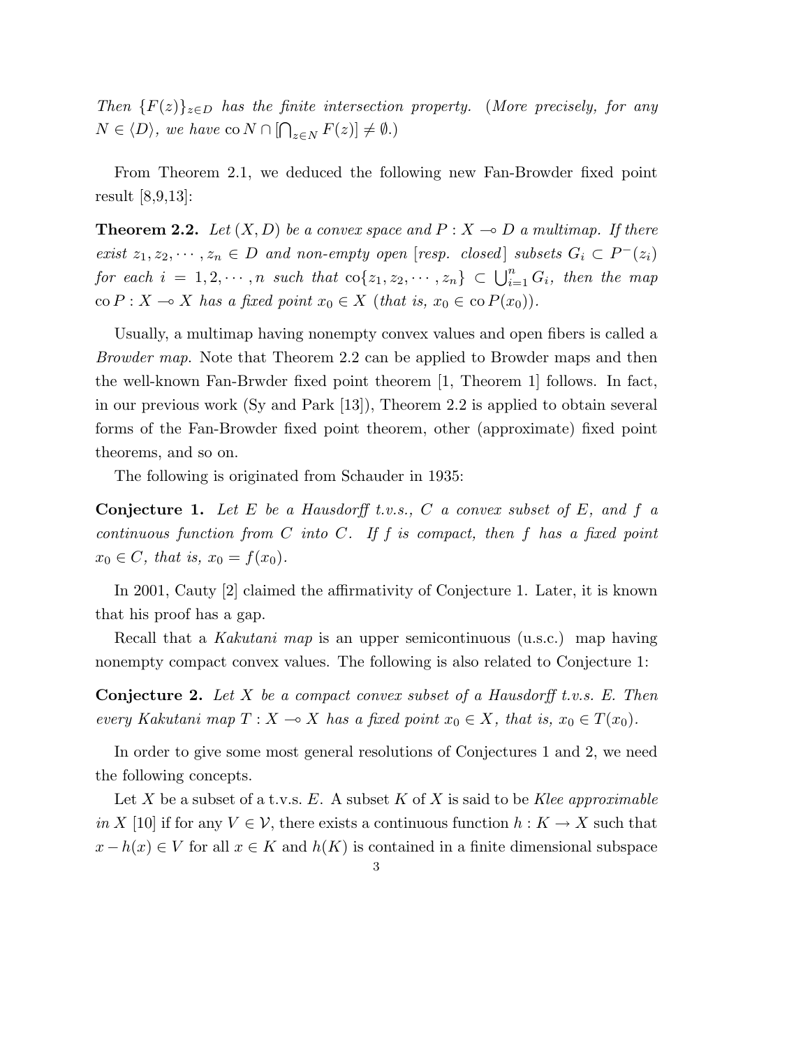*Then* $\{F(z)\}_{z\in D}$ *has the finite intersection property.* (*More precisely, for any* $N \in \langle D\rangle$*, we have* $\operatorname{co} N \cap [\bigcap_{z\in N} F(z)] \neq \emptyset$*.*)

From Theorem 2.1, we deduced the following new Fan-Browder fixed point result [8,9,13]:

**Theorem 2.2.** *Let* $(X, D)$ *be a convex space and* $P : X \multimap D$ *a multimap. If there exist* $z_1, z_2, \cdots, z_n \in D$ *and non-empty open* [*resp. closed*] *subsets* $G_i \subset P^{-}(z_i)$ *for each* $i = 1, 2, \cdots, n$ *such that* $\operatorname{co}\{z_1, z_2, \cdots, z_n\} \subset \bigcup_{i=1}^{n} G_i$*, then the map* $\operatorname{co} P : X \multimap X$ *has a fixed point* $x_0 \in X$ (*that is,* $x_0 \in \operatorname{co} P(x_0)$).

Usually, a multimap having nonempty convex values and open fibers is called a *Browder map*. Note that Theorem 2.2 can be applied to Browder maps and then the well-known Fan-Brwder fixed point theorem [1, Theorem 1] follows. In fact, in our previous work (Sy and Park [13]), Theorem 2.2 is applied to obtain several forms of the Fan-Browder fixed point theorem, other (approximate) fixed point theorems, and so on.

The following is originated from Schauder in 1935:

**Conjecture 1.** *Let* $E$ *be a Hausdorff t.v.s.,* $C$ *a convex subset of* $E$*, and* $f$ *a continuous function from* $C$ *into* $C$*. If* $f$ *is compact, then* $f$ *has a fixed point* $x_0 \in C$*, that is,* $x_0 = f(x_0)$*.*

In 2001, Cauty [2] claimed the affirmativity of Conjecture 1. Later, it is known that his proof has a gap.

Recall that a *Kakutani map* is an upper semicontinuous (u.s.c.) map having nonempty compact convex values. The following is also related to Conjecture 1:

**Conjecture 2.** *Let* $X$ *be a compact convex subset of a Hausdorff t.v.s.* $E$*. Then every Kakutani map* $T : X \multimap X$ *has a fixed point* $x_0 \in X$*, that is,* $x_0 \in T(x_0)$*.*

In order to give some most general resolutions of Conjectures 1 and 2, we need the following concepts.

Let $X$ be a subset of a t.v.s. $E$. A subset $K$ of $X$ is said to be *Klee approximable in* $X$ [10] if for any $V \in \mathcal{V}$, there exists a continuous function $h : K \to X$ such that $x - h(x) \in V$ for all $x \in K$ and $h(K)$ is contained in a finite dimensional subspace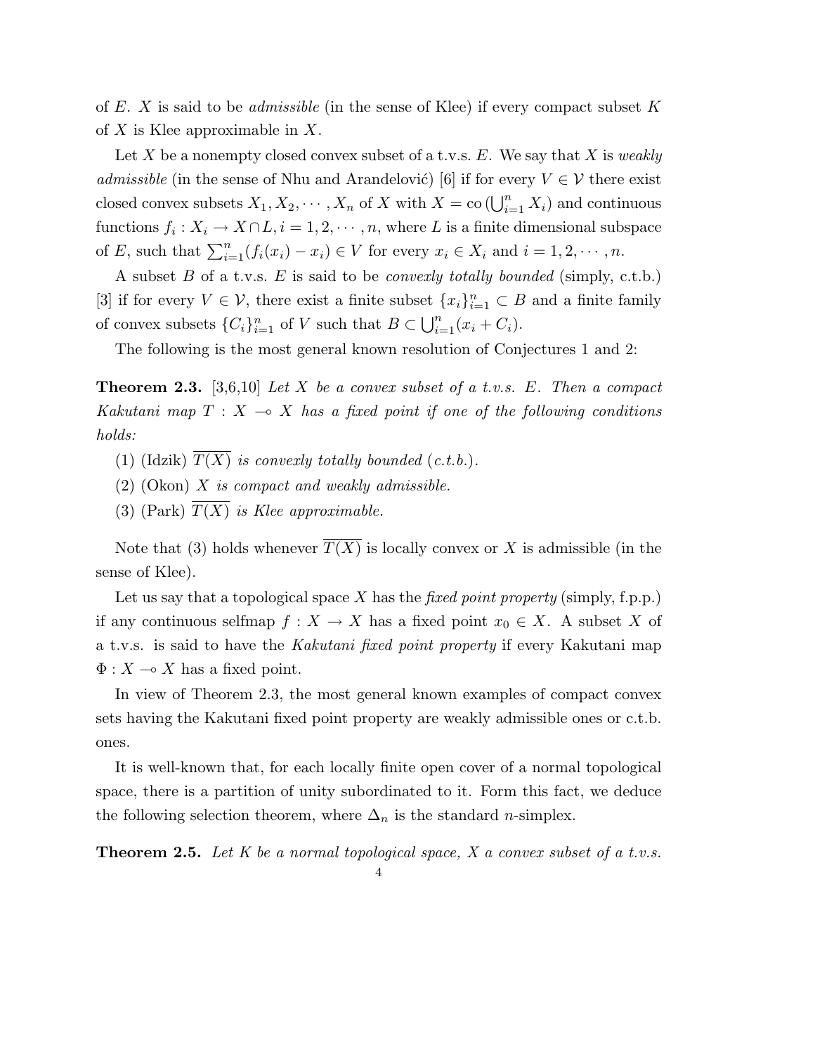of $E$. $X$ is said to be *admissible* (in the sense of Klee) if every compact subset $K$ of $X$ is Klee approximable in $X$.

Let $X$ be a nonempty closed convex subset of a t.v.s. $E$. We say that $X$ is *weakly admissible* (in the sense of Nhu and Arandelović) [6] if for every $V \in \mathcal{V}$ there exist closed convex subsets $X_1, X_2, \cdots, X_n$ of $X$ with $X = \mathrm{co}\,(\bigcup_{i=1}^{n} X_i)$ and continuous functions $f_i : X_i \to X \cap L, i = 1, 2, \cdots, n$, where $L$ is a finite dimensional subspace of $E$, such that $\sum_{i=1}^{n}(f_i(x_i) - x_i) \in V$ for every $x_i \in X_i$ and $i = 1, 2, \cdots, n$.

A subset $B$ of a t.v.s. $E$ is said to be *convexly totally bounded* (simply, c.t.b.) [3] if for every $V \in \mathcal{V}$, there exist a finite subset $\{x_i\}_{i=1}^{n} \subset B$ and a finite family of convex subsets $\{C_i\}_{i=1}^{n}$ of $V$ such that $B \subset \bigcup_{i=1}^{n}(x_i + C_i)$.

The following is the most general known resolution of Conjectures 1 and 2:

**Theorem 2.3.** [3,6,10] *Let $X$ be a convex subset of a t.v.s. $E$. Then a compact Kakutani map $T : X \multimap X$ has a fixed point if one of the following conditions holds:*

(1) (Idzik) *$\overline{T(X)}$ is convexly totally bounded (c.t.b.).*

(2) (Okon) *$X$ is compact and weakly admissible.*

(3) (Park) *$\overline{T(X)}$ is Klee approximable.*

Note that (3) holds whenever $\overline{T(X)}$ is locally convex or $X$ is admissible (in the sense of Klee).

Let us say that a topological space $X$ has the *fixed point property* (simply, f.p.p.) if any continuous selfmap $f : X \to X$ has a fixed point $x_0 \in X$. A subset $X$ of a t.v.s. is said to have the *Kakutani fixed point property* if every Kakutani map $\Phi : X \multimap X$ has a fixed point.

In view of Theorem 2.3, the most general known examples of compact convex sets having the Kakutani fixed point property are weakly admissible ones or c.t.b. ones.

It is well-known that, for each locally finite open cover of a normal topological space, there is a partition of unity subordinated to it. Form this fact, we deduce the following selection theorem, where $\Delta_n$ is the standard $n$-simplex.

**Theorem 2.5.** *Let $K$ be a normal topological space, $X$ a convex subset of a t.v.s.*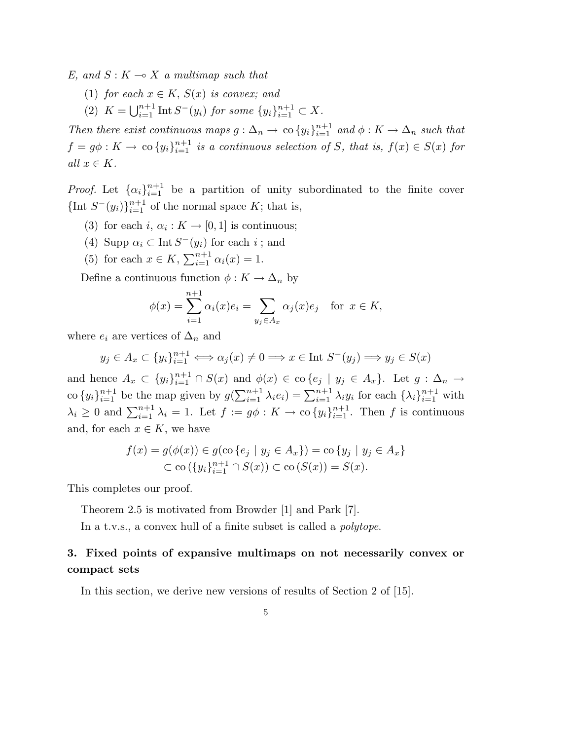*E, and $S : K \multimap X$ a multimap such that*

(1) *for each $x \in K$, $S(x)$ is convex; and*

(2) *$K = \bigcup_{i=1}^{n+1} \operatorname{Int} S^-(y_i)$ for some $\{y_i\}_{i=1}^{n+1} \subset X$.*

*Then there exist continuous maps $g : \Delta_n \to \operatorname{co}\{y_i\}_{i=1}^{n+1}$ and $\phi : K \to \Delta_n$ such that $f = g\phi : K \to \operatorname{co}\{y_i\}_{i=1}^{n+1}$ is a continuous selection of $S$, that is, $f(x) \in S(x)$ for all $x \in K$.*

*Proof.* Let $\{\alpha_i\}_{i=1}^{n+1}$ be a partition of unity subordinated to the finite cover $\{\operatorname{Int} S^-(y_i)\}_{i=1}^{n+1}$ of the normal space $K$; that is,

(3) for each $i$, $\alpha_i : K \to [0,1]$ is continuous;

(4) $\operatorname{Supp} \alpha_i \subset \operatorname{Int} S^-(y_i)$ for each $i$ ; and

(5) for each $x \in K$, $\sum_{i=1}^{n+1} \alpha_i(x) = 1$.

Define a continuous function $\phi : K \to \Delta_n$ by

$$\phi(x) = \sum_{i=1}^{n+1} \alpha_i(x) e_i = \sum_{y_j \in A_x} \alpha_j(x) e_j \quad \text{for } x \in K,$$

where $e_i$ are vertices of $\Delta_n$ and

$$y_j \in A_x \subset \{y_i\}_{i=1}^{n+1} \iff \alpha_j(x) \neq 0 \implies x \in \operatorname{Int} S^-(y_j) \implies y_j \in S(x)$$

and hence $A_x \subset \{y_i\}_{i=1}^{n+1} \cap S(x)$ and $\phi(x) \in \operatorname{co}\{e_j \mid y_j \in A_x\}$. Let $g : \Delta_n \to \operatorname{co}\{y_i\}_{i=1}^{n+1}$ be the map given by $g(\sum_{i=1}^{n+1} \lambda_i e_i) = \sum_{i=1}^{n+1} \lambda_i y_i$ for each $\{\lambda_i\}_{i=1}^{n+1}$ with $\lambda_i \geq 0$ and $\sum_{i=1}^{n+1} \lambda_i = 1$. Let $f := g\phi : K \to \operatorname{co}\{y_i\}_{i=1}^{n+1}$. Then $f$ is continuous and, for each $x \in K$, we have

$$\begin{aligned} f(x) = g(\phi(x)) &\in g(\operatorname{co}\{e_j \mid y_j \in A_x\}) = \operatorname{co}\{y_j \mid y_j \in A_x\} \\ &\subset \operatorname{co}(\{y_i\}_{i=1}^{n+1} \cap S(x)) \subset \operatorname{co}(S(x)) = S(x). \end{aligned}$$

This completes our proof.

Theorem 2.5 is motivated from Browder [1] and Park [7].

In a t.v.s., a convex hull of a finite subset is called a *polytope*.

## 3. Fixed points of expansive multimaps on not necessarily convex or compact sets

In this section, we derive new versions of results of Section 2 of [15].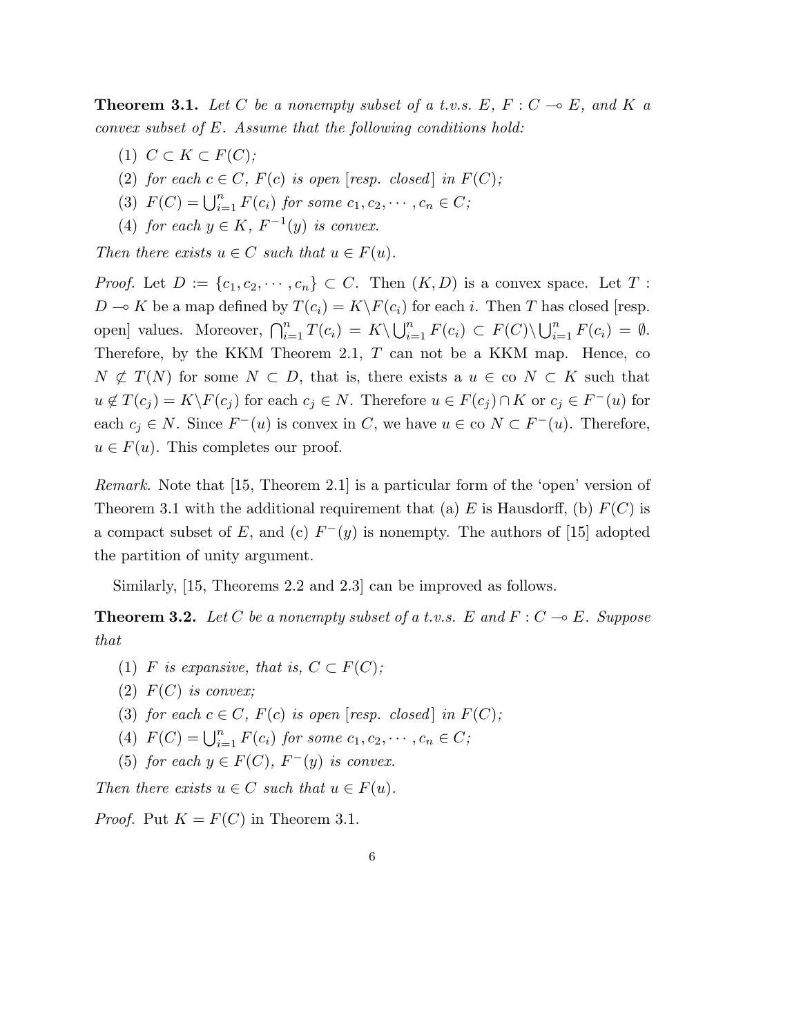**Theorem 3.1.** *Let $C$ be a nonempty subset of a t.v.s. $E$, $F : C \multimap E$, and $K$ a convex subset of $E$. Assume that the following conditions hold:*

1. *$C \subset K \subset F(C)$;*
2. *for each $c \in C$, $F(c)$ is open [resp. closed] in $F(C)$;*
3. *$F(C) = \bigcup_{i=1}^{n} F(c_i)$ for some $c_1, c_2, \cdots, c_n \in C$;*
4. *for each $y \in K$, $F^{-1}(y)$ is convex.*

*Then there exists $u \in C$ such that $u \in F(u)$.*

*Proof.* Let $D := \{c_1, c_2, \cdots, c_n\} \subset C$. Then $(K, D)$ is a convex space. Let $T : D \multimap K$ be a map defined by $T(c_i) = K \backslash F(c_i)$ for each $i$. Then $T$ has closed [resp. open] values. Moreover, $\bigcap_{i=1}^{n} T(c_i) = K \backslash \bigcup_{i=1}^{n} F(c_i) \subset F(C) \backslash \bigcup_{i=1}^{n} F(c_i) = \emptyset$. Therefore, by the KKM Theorem 2.1, $T$ can not be a KKM map. Hence, co $N \not\subset T(N)$ for some $N \subset D$, that is, there exists a $u \in$ co $N \subset K$ such that $u \notin T(c_j) = K \backslash F(c_j)$ for each $c_j \in N$. Therefore $u \in F(c_j) \cap K$ or $c_j \in F^{-}(u)$ for each $c_j \in N$. Since $F^{-}(u)$ is convex in $C$, we have $u \in$ co $N \subset F^{-}(u)$. Therefore, $u \in F(u)$. This completes our proof.

*Remark.* Note that [15, Theorem 2.1] is a particular form of the 'open' version of Theorem 3.1 with the additional requirement that (a) $E$ is Hausdorff, (b) $F(C)$ is a compact subset of $E$, and (c) $F^{-}(y)$ is nonempty. The authors of [15] adopted the partition of unity argument.

Similarly, [15, Theorems 2.2 and 2.3] can be improved as follows.

**Theorem 3.2.** *Let $C$ be a nonempty subset of a t.v.s. $E$ and $F : C \multimap E$. Suppose that*

1. *$F$ is expansive, that is, $C \subset F(C)$;*
2. *$F(C)$ is convex;*
3. *for each $c \in C$, $F(c)$ is open [resp. closed] in $F(C)$;*
4. *$F(C) = \bigcup_{i=1}^{n} F(c_i)$ for some $c_1, c_2, \cdots, c_n \in C$;*
5. *for each $y \in F(C)$, $F^{-}(y)$ is convex.*

*Then there exists $u \in C$ such that $u \in F(u)$.*

*Proof.* Put $K = F(C)$ in Theorem 3.1.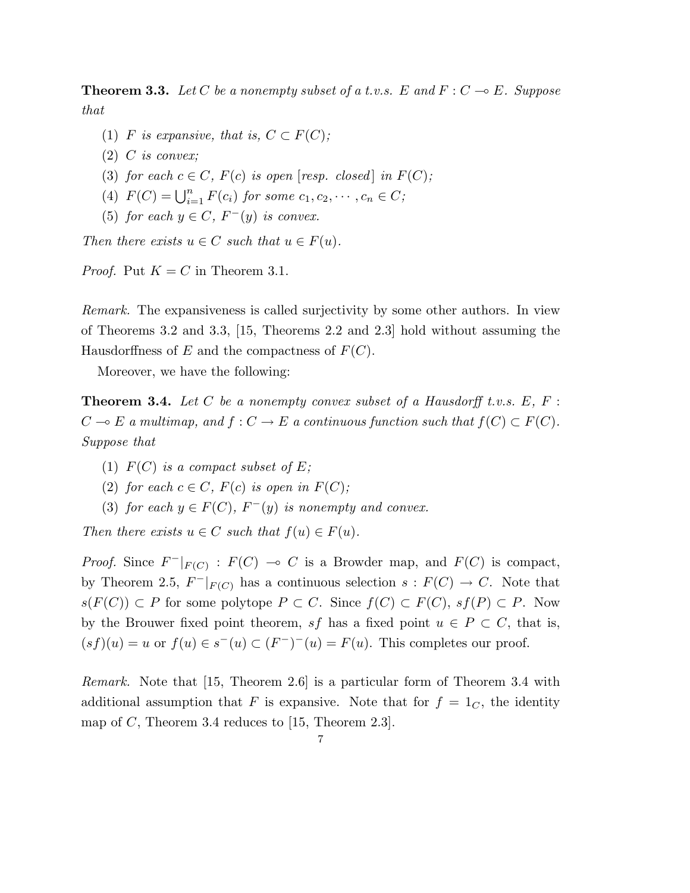**Theorem 3.3.** *Let $C$ be a nonempty subset of a t.v.s. $E$ and $F : C \multimap E$. Suppose that*

1. *$F$ is expansive, that is, $C \subset F(C)$;*
2. *$C$ is convex;*
3. *for each $c \in C$, $F(c)$ is open [resp. closed] in $F(C)$;*
4. *$F(C) = \bigcup_{i=1}^{n} F(c_i)$ for some $c_1, c_2, \cdots, c_n \in C$;*
5. *for each $y \in C$, $F^-(y)$ is convex.*

*Then there exists $u \in C$ such that $u \in F(u)$.*

*Proof.* Put $K = C$ in Theorem 3.1.

*Remark.* The expansiveness is called surjectivity by some other authors. In view of Theorems 3.2 and 3.3, [15, Theorems 2.2 and 2.3] hold without assuming the Hausdorffness of $E$ and the compactness of $F(C)$.

Moreover, we have the following:

**Theorem 3.4.** *Let $C$ be a nonempty convex subset of a Hausdorff t.v.s. $E$, $F : C \multimap E$ a multimap, and $f : C \to E$ a continuous function such that $f(C) \subset F(C)$. Suppose that*

1. *$F(C)$ is a compact subset of $E$;*
2. *for each $c \in C$, $F(c)$ is open in $F(C)$;*
3. *for each $y \in F(C)$, $F^-(y)$ is nonempty and convex.*

*Then there exists $u \in C$ such that $f(u) \in F(u)$.*

*Proof.* Since $F^-|_{F(C)} : F(C) \multimap C$ is a Browder map, and $F(C)$ is compact, by Theorem 2.5, $F^-|_{F(C)}$ has a continuous selection $s : F(C) \to C$. Note that $s(F(C)) \subset P$ for some polytope $P \subset C$. Since $f(C) \subset F(C)$, $sf(P) \subset P$. Now by the Brouwer fixed point theorem, $sf$ has a fixed point $u \in P \subset C$, that is, $(sf)(u) = u$ or $f(u) \in s^-(u) \subset (F^-)^-(u) = F(u)$. This completes our proof.

*Remark.* Note that [15, Theorem 2.6] is a particular form of Theorem 3.4 with additional assumption that $F$ is expansive. Note that for $f = 1_C$, the identity map of $C$, Theorem 3.4 reduces to [15, Theorem 2.3].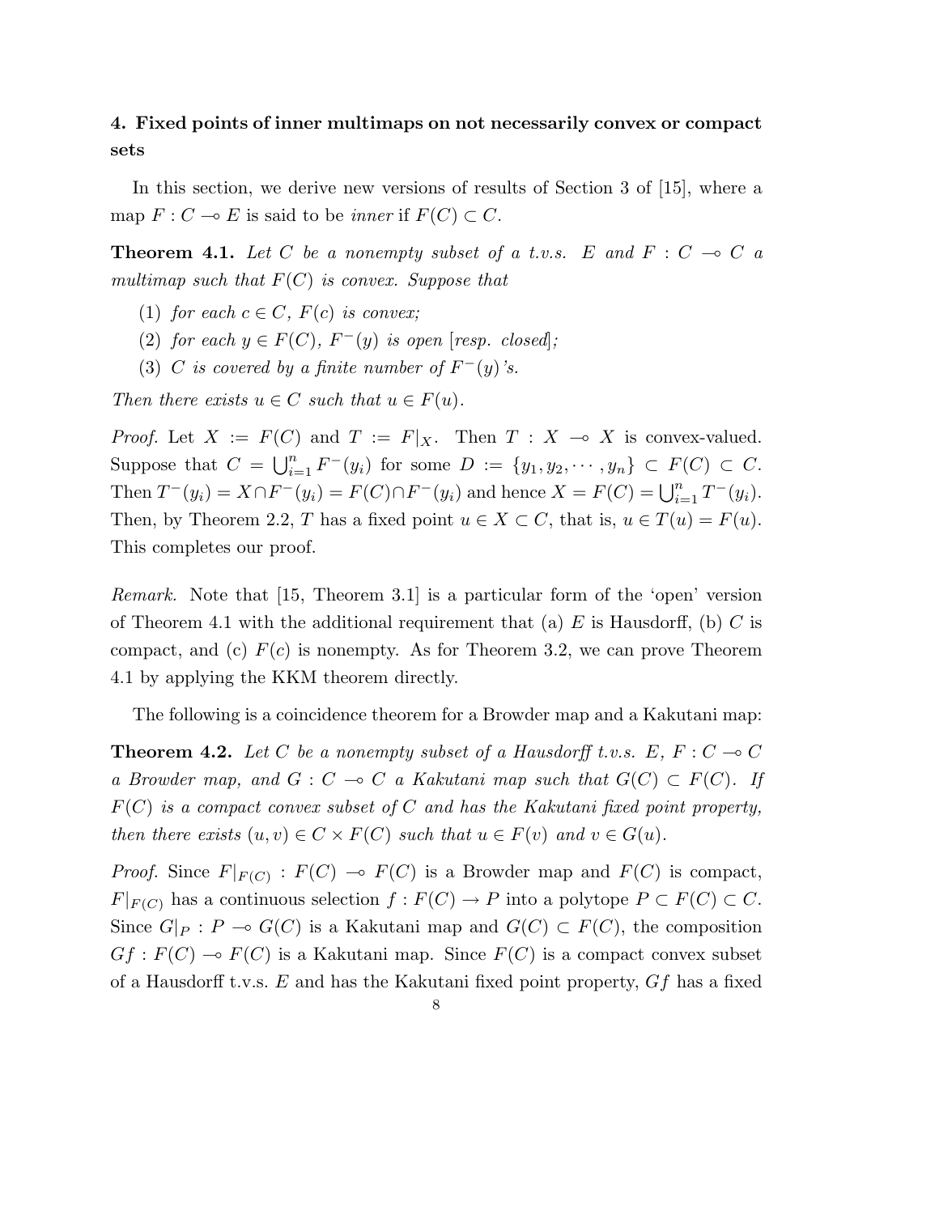## 4. Fixed points of inner multimaps on not necessarily convex or compact sets

In this section, we derive new versions of results of Section 3 of [15], where a map $F : C \multimap E$ is said to be *inner* if $F(C) \subset C$.

**Theorem 4.1.** *Let $C$ be a nonempty subset of a t.v.s. $E$ and $F : C \multimap C$ a multimap such that $F(C)$ is convex. Suppose that*

1. *for each $c \in C$, $F(c)$ is convex;*
2. *for each $y \in F(C)$, $F^-(y)$ is open [resp. closed];*
3. *$C$ is covered by a finite number of $F^-(y)$'s.*

*Then there exists $u \in C$ such that $u \in F(u)$.*

*Proof.* Let $X := F(C)$ and $T := F|_X$. Then $T : X \multimap X$ is convex-valued. Suppose that $C = \bigcup_{i=1}^n F^-(y_i)$ for some $D := \{y_1, y_2, \cdots, y_n\} \subset F(C) \subset C$. Then $T^-(y_i) = X \cap F^-(y_i) = F(C) \cap F^-(y_i)$ and hence $X = F(C) = \bigcup_{i=1}^n T^-(y_i)$. Then, by Theorem 2.2, $T$ has a fixed point $u \in X \subset C$, that is, $u \in T(u) = F(u)$. This completes our proof.

*Remark.* Note that [15, Theorem 3.1] is a particular form of the 'open' version of Theorem 4.1 with the additional requirement that (a) $E$ is Hausdorff, (b) $C$ is compact, and (c) $F(c)$ is nonempty. As for Theorem 3.2, we can prove Theorem 4.1 by applying the KKM theorem directly.

The following is a coincidence theorem for a Browder map and a Kakutani map:

**Theorem 4.2.** *Let $C$ be a nonempty subset of a Hausdorff t.v.s. $E$, $F : C \multimap C$ a Browder map, and $G : C \multimap C$ a Kakutani map such that $G(C) \subset F(C)$. If $F(C)$ is a compact convex subset of $C$ and has the Kakutani fixed point property, then there exists $(u, v) \in C \times F(C)$ such that $u \in F(v)$ and $v \in G(u)$.*

*Proof.* Since $F|_{F(C)} : F(C) \multimap F(C)$ is a Browder map and $F(C)$ is compact, $F|_{F(C)}$ has a continuous selection $f : F(C) \to P$ into a polytope $P \subset F(C) \subset C$. Since $G|_P : P \multimap G(C)$ is a Kakutani map and $G(C) \subset F(C)$, the composition $Gf : F(C) \multimap F(C)$ is a Kakutani map. Since $F(C)$ is a compact convex subset of a Hausdorff t.v.s. $E$ and has the Kakutani fixed point property, $Gf$ has a fixed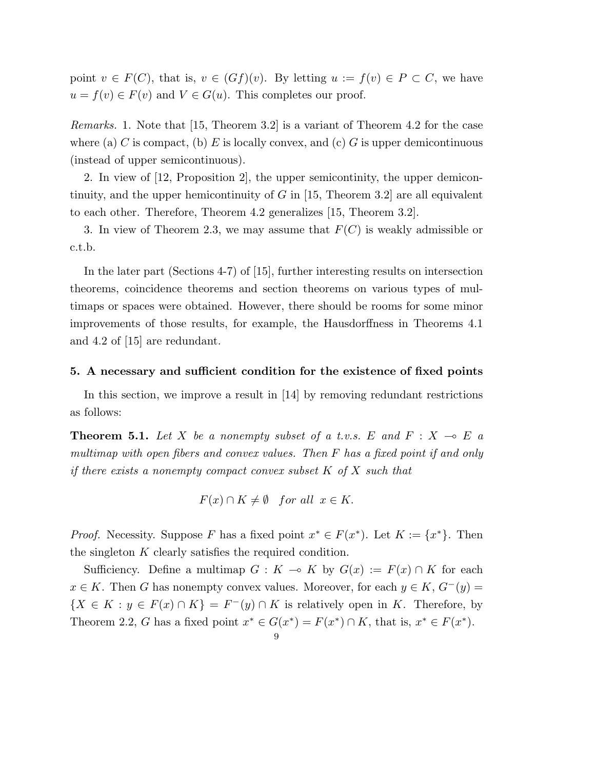point $v \in F(C)$, that is, $v \in (Gf)(v)$. By letting $u := f(v) \in P \subset C$, we have $u = f(v) \in F(v)$ and $V \in G(u)$. This completes our proof.

*Remarks.* 1. Note that [15, Theorem 3.2] is a variant of Theorem 4.2 for the case where (a) $C$ is compact, (b) $E$ is locally convex, and (c) $G$ is upper demicontinuous (instead of upper semicontinuous).

2. In view of [12, Proposition 2], the upper semicontinity, the upper demicontinuity, and the upper hemicontinuity of $G$ in [15, Theorem 3.2] are all equivalent to each other. Therefore, Theorem 4.2 generalizes [15, Theorem 3.2].

3. In view of Theorem 2.3, we may assume that $F(C)$ is weakly admissible or c.t.b.

In the later part (Sections 4-7) of [15], further interesting results on intersection theorems, coincidence theorems and section theorems on various types of multimaps or spaces were obtained. However, there should be rooms for some minor improvements of those results, for example, the Hausdorffness in Theorems 4.1 and 4.2 of [15] are redundant.

### 5. A necessary and sufficient condition for the existence of fixed points

In this section, we improve a result in [14] by removing redundant restrictions as follows:

**Theorem 5.1.** *Let $X$ be a nonempty subset of a t.v.s. $E$ and $F : X \multimap E$ a multimap with open fibers and convex values. Then $F$ has a fixed point if and only if there exists a nonempty compact convex subset $K$ of $X$ such that*

$$F(x) \cap K \neq \emptyset \quad \textit{for all } \; x \in K.$$

*Proof.* Necessity. Suppose $F$ has a fixed point $x^* \in F(x^*)$. Let $K := \{x^*\}$. Then the singleton $K$ clearly satisfies the required condition.

Sufficiency. Define a multimap $G : K \multimap K$ by $G(x) := F(x) \cap K$ for each $x \in K$. Then $G$ has nonempty convex values. Moreover, for each $y \in K$, $G^-(y) = \{X \in K : y \in F(x) \cap K\} = F^-(y) \cap K$ is relatively open in $K$. Therefore, by Theorem 2.2, $G$ has a fixed point $x^* \in G(x^*) = F(x^*) \cap K$, that is, $x^* \in F(x^*)$.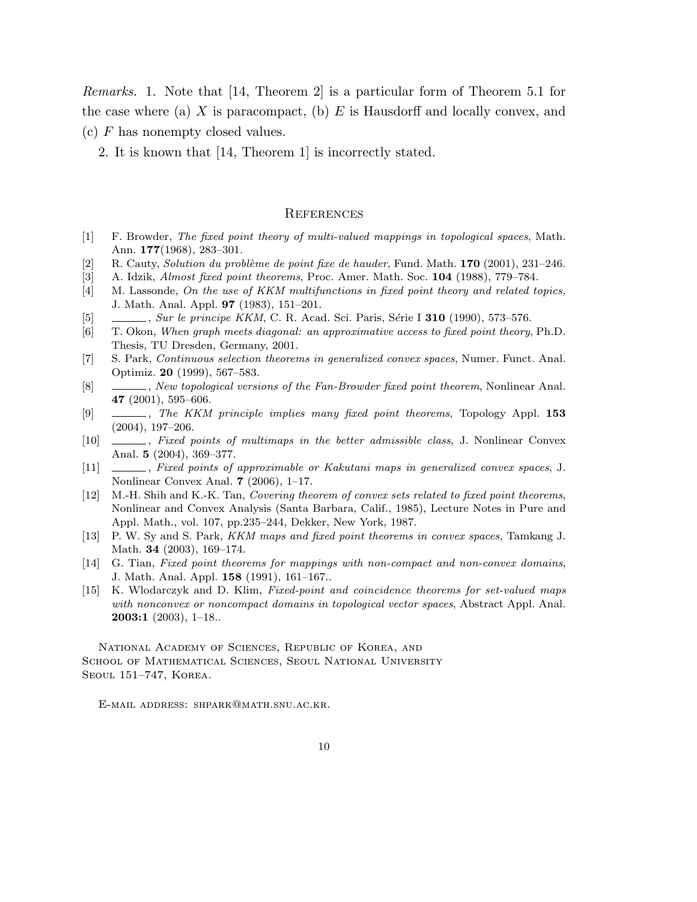*Remarks.* 1. Note that [14, Theorem 2] is a particular form of Theorem 5.1 for the case where (a) $X$ is paracompact, (b) $E$ is Hausdorff and locally convex, and (c) $F$ has nonempty closed values.

2. It is known that [14, Theorem 1] is incorrectly stated.

## References

[1] F. Browder, *The fixed point theory of multi-valued mappings in topological spaces*, Math. Ann. **177**(1968), 283–301.

[2] R. Cauty, *Solution du problème de point fixe de hauder*, Fund. Math. **170** (2001), 231–246.

[3] A. Idzik, *Almost fixed point theorems*, Proc. Amer. Math. Soc. **104** (1988), 779–784.

[4] M. Lassonde, *On the use of KKM multifunctions in fixed point theory and related topics,* J. Math. Anal. Appl. **97** (1983), 151–201.

[5] ______, *Sur le principe KKM*, C. R. Acad. Sci. Paris, Série I **310** (1990), 573–576.

[6] T. Okon, *When graph meets diagonal: an approximative access to fixed point theory*, Ph.D. Thesis, TU Dresden, Germany, 2001.

[7] S. Park, *Continuous selection theorems in generalized convex spaces*, Numer. Funct. Anal. Optimiz. **20** (1999), 567–583.

[8] ______, *New topological versions of the Fan-Browder fixed point theorem*, Nonlinear Anal. **47** (2001), 595–606.

[9] ______, *The KKM principle implies many fixed point theorems*, Topology Appl. **153** (2004), 197–206.

[10] ______, *Fixed points of multimaps in the better admissible class*, J. Nonlinear Convex Anal. **5** (2004), 369–377.

[11] ______, *Fixed points of approximable or Kakutani maps in generalized convex spaces*, J. Nonlinear Convex Anal. **7** (2006), 1–17.

[12] M.-H. Shih and K.-K. Tan, *Covering theorem of convex sets related to fixed point theorems*, Nonlinear and Convex Analysis (Santa Barbara, Calif., 1985), Lecture Notes in Pure and Appl. Math., vol. 107, pp.235–244, Dekker, New York, 1987.

[13] P. W. Sy and S. Park, *KKM maps and fixed point theorems in convex spaces,* Tamkang J. Math. **34** (2003), 169–174.

[14] G. Tian, *Fixed point theorems for mappings with non-compact and non-convex domains*, J. Math. Anal. Appl. **158** (1991), 161–167..

[15] K. Wlodarczyk and D. Klim, *Fixed-point and coincidence theorems for set-valued maps with nonconvex or noncompact domains in topological vector spaces*, Abstract Appl. Anal. **2003:1** (2003), 1–18..

National Academy of Sciences, Republic of Korea, and
School of Mathematical Sciences, Seoul National University
Seoul 151–747, Korea.

E-mail address: shpark@math.snu.ac.kr.